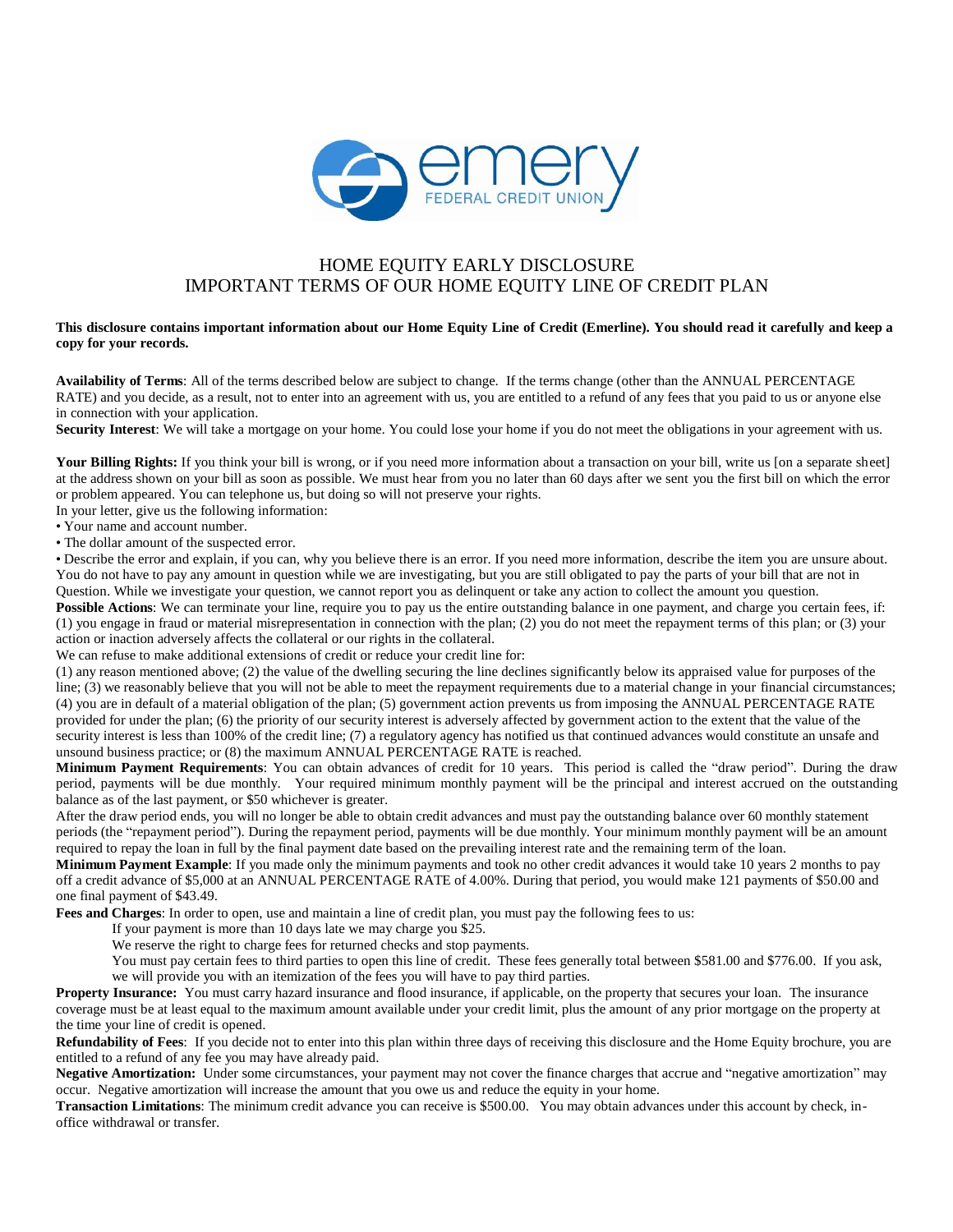# HOME EQUITY EARLY DISCLOSURE
## IMPORTANT TERMS OF OUR HOME EQUITY LINE OF CREDIT PLAN

**This disclosure contains important information about our Home Equity Line of Credit (Emerline). You should read it carefully and keep a copy for your records.**

**Availability of Terms**: All of the terms described below are subject to change. If the terms change (other than the ANNUAL PERCENTAGE RATE) and you decide, as a result, not to enter into an agreement with us, you are entitled to a refund of any fees that you paid to us or anyone else in connection with your application.

**Security Interest**: We will take a mortgage on your home. You could lose your home if you do not meet the obligations in your agreement with us.

**Your Billing Rights:** If you think your bill is wrong, or if you need more information about a transaction on your bill, write us [on a separate sheet] at the address shown on your bill as soon as possible. We must hear from you no later than 60 days after we sent you the first bill on which the error or problem appeared. You can telephone us, but doing so will not preserve your rights.

In your letter, give us the following information:

- Your name and account number.
- The dollar amount of the suspected error.
- Describe the error and explain, if you can, why you believe there is an error. If you need more information, describe the item you are unsure about.

You do not have to pay any amount in question while we are investigating, but you are still obligated to pay the parts of your bill that are not in Question. While we investigate your question, we cannot report you as delinquent or take any action to collect the amount you question.

**Possible Actions**: We can terminate your line, require you to pay us the entire outstanding balance in one payment, and charge you certain fees, if: (1) you engage in fraud or material misrepresentation in connection with the plan; (2) you do not meet the repayment terms of this plan; or (3) your action or inaction adversely affects the collateral or our rights in the collateral.

We can refuse to make additional extensions of credit or reduce your credit line for:

(1) any reason mentioned above; (2) the value of the dwelling securing the line declines significantly below its appraised value for purposes of the line; (3) we reasonably believe that you will not be able to meet the repayment requirements due to a material change in your financial circumstances; (4) you are in default of a material obligation of the plan; (5) government action prevents us from imposing the ANNUAL PERCENTAGE RATE provided for under the plan; (6) the priority of our security interest is adversely affected by government action to the extent that the value of the security interest is less than 100% of the credit line; (7) a regulatory agency has notified us that continued advances would constitute an unsafe and unsound business practice; or (8) the maximum ANNUAL PERCENTAGE RATE is reached.

**Minimum Payment Requirements**: You can obtain advances of credit for 10 years. This period is called the "draw period". During the draw period, payments will be due monthly. Your required minimum monthly payment will be the principal and interest accrued on the outstanding balance as of the last payment, or $50 whichever is greater.

After the draw period ends, you will no longer be able to obtain credit advances and must pay the outstanding balance over 60 monthly statement periods (the "repayment period"). During the repayment period, payments will be due monthly. Your minimum monthly payment will be an amount required to repay the loan in full by the final payment date based on the prevailing interest rate and the remaining term of the loan.

**Minimum Payment Example**: If you made only the minimum payments and took no other credit advances it would take 10 years 2 months to pay off a credit advance of $5,000 at an ANNUAL PERCENTAGE RATE of 4.00%. During that period, you would make 121 payments of $50.00 and one final payment of $43.49.

**Fees and Charges**: In order to open, use and maintain a line of credit plan, you must pay the following fees to us:

> If your payment is more than 10 days late we may charge you $25.
>
> We reserve the right to charge fees for returned checks and stop payments.
>
> You must pay certain fees to third parties to open this line of credit. These fees generally total between $581.00 and $776.00. If you ask, we will provide you with an itemization of the fees you will have to pay third parties.

**Property Insurance:** You must carry hazard insurance and flood insurance, if applicable, on the property that secures your loan. The insurance coverage must be at least equal to the maximum amount available under your credit limit, plus the amount of any prior mortgage on the property at the time your line of credit is opened.

**Refundability of Fees**: If you decide not to enter into this plan within three days of receiving this disclosure and the Home Equity brochure, you are entitled to a refund of any fee you may have already paid.

**Negative Amortization:** Under some circumstances, your payment may not cover the finance charges that accrue and "negative amortization" may occur. Negative amortization will increase the amount that you owe us and reduce the equity in your home.

**Transaction Limitations**: The minimum credit advance you can receive is $500.00. You may obtain advances under this account by check, in-office withdrawal or transfer.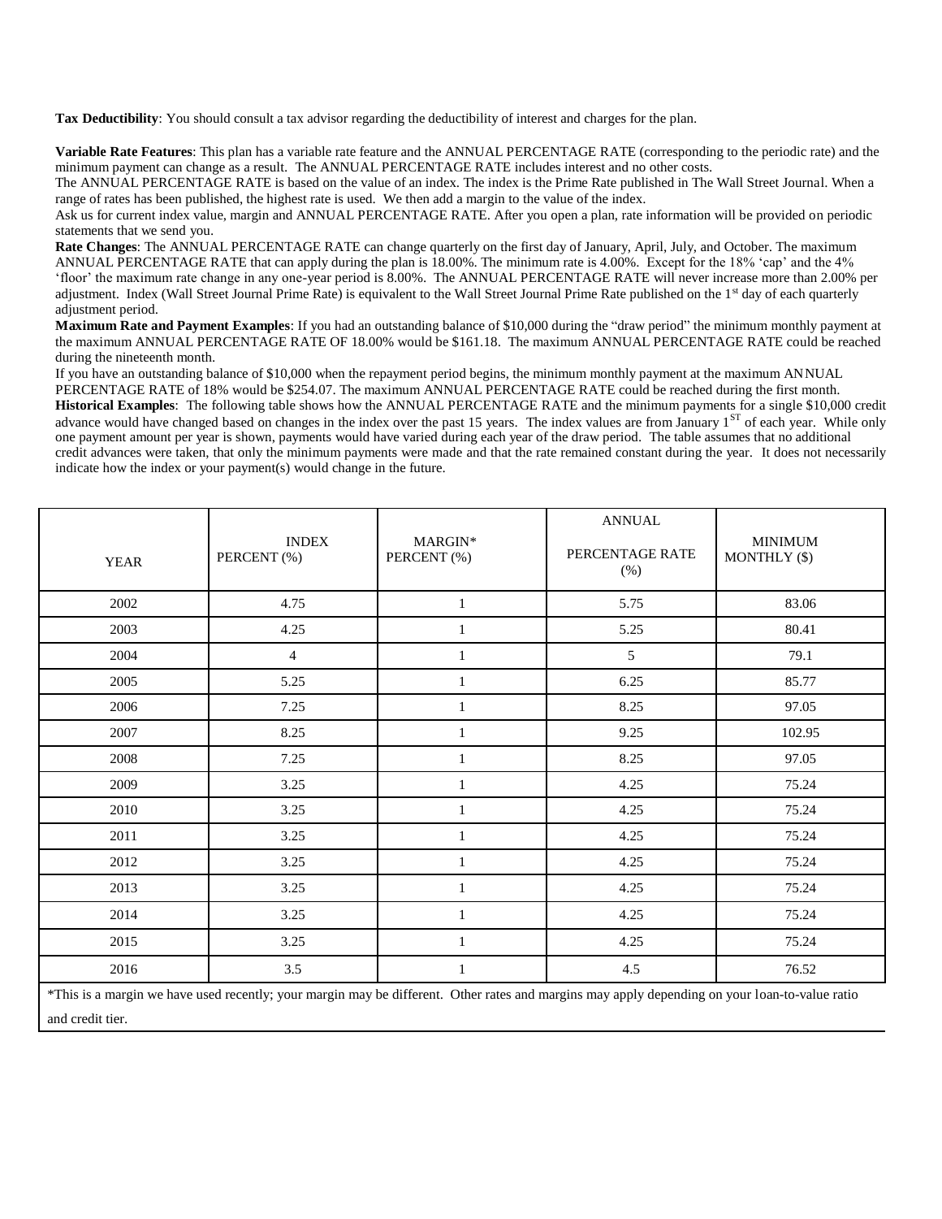**Tax Deductibility**: You should consult a tax advisor regarding the deductibility of interest and charges for the plan.

**Variable Rate Features**: This plan has a variable rate feature and the ANNUAL PERCENTAGE RATE (corresponding to the periodic rate) and the minimum payment can change as a result. The ANNUAL PERCENTAGE RATE includes interest and no other costs.

The ANNUAL PERCENTAGE RATE is based on the value of an index. The index is the Prime Rate published in The Wall Street Journal. When a range of rates has been published, the highest rate is used. We then add a margin to the value of the index.

Ask us for current index value, margin and ANNUAL PERCENTAGE RATE. After you open a plan, rate information will be provided on periodic statements that we send you.

**Rate Changes**: The ANNUAL PERCENTAGE RATE can change quarterly on the first day of January, April, July, and October. The maximum ANNUAL PERCENTAGE RATE that can apply during the plan is 18.00%. The minimum rate is 4.00%. Except for the 18% 'cap' and the 4% 'floor' the maximum rate change in any one-year period is 8.00%. The ANNUAL PERCENTAGE RATE will never increase more than 2.00% per adjustment. Index (Wall Street Journal Prime Rate) is equivalent to the Wall Street Journal Prime Rate published on the 1st day of each quarterly adjustment period.

**Maximum Rate and Payment Examples**: If you had an outstanding balance of $10,000 during the "draw period" the minimum monthly payment at the maximum ANNUAL PERCENTAGE RATE OF 18.00% would be $161.18. The maximum ANNUAL PERCENTAGE RATE could be reached during the nineteenth month.

If you have an outstanding balance of $10,000 when the repayment period begins, the minimum monthly payment at the maximum ANNUAL PERCENTAGE RATE of 18% would be $254.07. The maximum ANNUAL PERCENTAGE RATE could be reached during the first month.

**Historical Examples**: The following table shows how the ANNUAL PERCENTAGE RATE and the minimum payments for a single $10,000 credit advance would have changed based on changes in the index over the past 15 years. The index values are from January 1ST of each year. While only one payment amount per year is shown, payments would have varied during each year of the draw period. The table assumes that no additional credit advances were taken, that only the minimum payments were made and that the rate remained constant during the year. It does not necessarily indicate how the index or your payment(s) would change in the future.

| YEAR | INDEX PERCENT (%) | MARGIN* PERCENT (%) | ANNUAL PERCENTAGE RATE (%) | MINIMUM MONTHLY ($) |
|---|---|---|---|---|
| 2002 | 4.75 | 1 | 5.75 | 83.06 |
| 2003 | 4.25 | 1 | 5.25 | 80.41 |
| 2004 | 4 | 1 | 5 | 79.1 |
| 2005 | 5.25 | 1 | 6.25 | 85.77 |
| 2006 | 7.25 | 1 | 8.25 | 97.05 |
| 2007 | 8.25 | 1 | 9.25 | 102.95 |
| 2008 | 7.25 | 1 | 8.25 | 97.05 |
| 2009 | 3.25 | 1 | 4.25 | 75.24 |
| 2010 | 3.25 | 1 | 4.25 | 75.24 |
| 2011 | 3.25 | 1 | 4.25 | 75.24 |
| 2012 | 3.25 | 1 | 4.25 | 75.24 |
| 2013 | 3.25 | 1 | 4.25 | 75.24 |
| 2014 | 3.25 | 1 | 4.25 | 75.24 |
| 2015 | 3.25 | 1 | 4.25 | 75.24 |
| 2016 | 3.5 | 1 | 4.5 | 76.52 |

*This is a margin we have used recently; your margin may be different. Other rates and margins may apply depending on your loan-to-value ratio and credit tier.